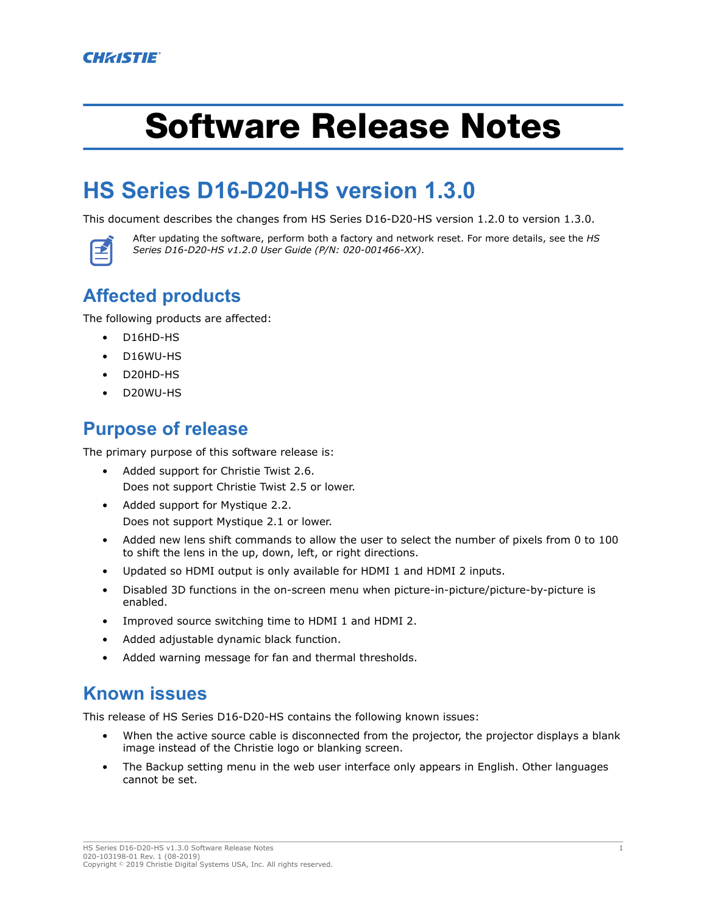CHRISTIE

# Software Release Notes

## HS Series D16-D20-HS version 1.3.0

This document describes the changes from HS Series D16-D20-HS version 1.2.0 to version 1.3.0.

After updating the software, perform both a factory and network reset. For more details, see the *HS Series D16-D20-HS v1.2.0 User Guide (P/N: 020-001466-XX)*.

### Affected products

The following products are affected:

- D16HD-HS
- D16WU-HS
- D20HD-HS
- D20WU-HS

### Purpose of release

The primary purpose of this software release is:

- Added support for Christie Twist 2.6.
  Does not support Christie Twist 2.5 or lower.
- Added support for Mystique 2.2.
  Does not support Mystique 2.1 or lower.
- Added new lens shift commands to allow the user to select the number of pixels from 0 to 100 to shift the lens in the up, down, left, or right directions.
- Updated so HDMI output is only available for HDMI 1 and HDMI 2 inputs.
- Disabled 3D functions in the on-screen menu when picture-in-picture/picture-by-picture is enabled.
- Improved source switching time to HDMI 1 and HDMI 2.
- Added adjustable dynamic black function.
- Added warning message for fan and thermal thresholds.

### Known issues

This release of HS Series D16-D20-HS contains the following known issues:

- When the active source cable is disconnected from the projector, the projector displays a blank image instead of the Christie logo or blanking screen.
- The Backup setting menu in the web user interface only appears in English. Other languages cannot be set.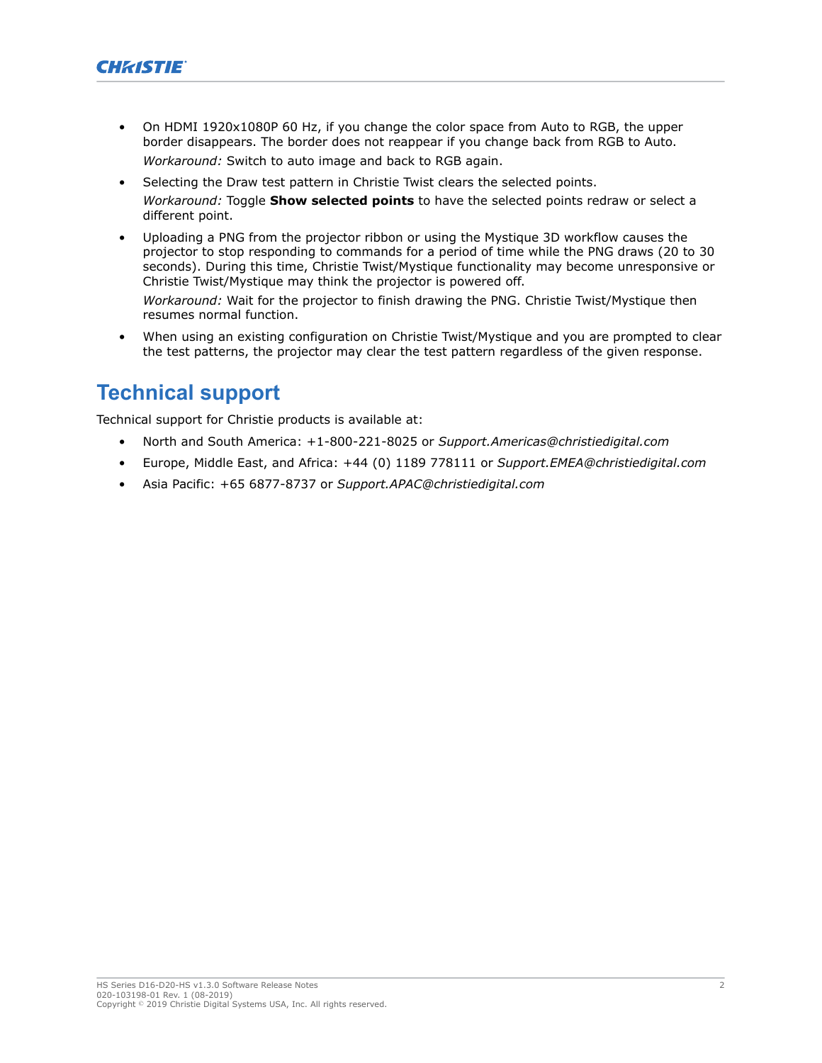- On HDMI 1920x1080P 60 Hz, if you change the color space from Auto to RGB, the upper border disappears. The border does not reappear if you change back from RGB to Auto.

  *Workaround:* Switch to auto image and back to RGB again.
- Selecting the Draw test pattern in Christie Twist clears the selected points.

  *Workaround:* Toggle **Show selected points** to have the selected points redraw or select a different point.
- Uploading a PNG from the projector ribbon or using the Mystique 3D workflow causes the projector to stop responding to commands for a period of time while the PNG draws (20 to 30 seconds). During this time, Christie Twist/Mystique functionality may become unresponsive or Christie Twist/Mystique may think the projector is powered off.

  *Workaround:* Wait for the projector to finish drawing the PNG. Christie Twist/Mystique then resumes normal function.
- When using an existing configuration on Christie Twist/Mystique and you are prompted to clear the test patterns, the projector may clear the test pattern regardless of the given response.

## Technical support

Technical support for Christie products is available at:

- North and South America: +1-800-221-8025 or *Support.Americas@christiedigital.com*
- Europe, Middle East, and Africa: +44 (0) 1189 778111 or *Support.EMEA@christiedigital.com*
- Asia Pacific: +65 6877-8737 or *Support.APAC@christiedigital.com*